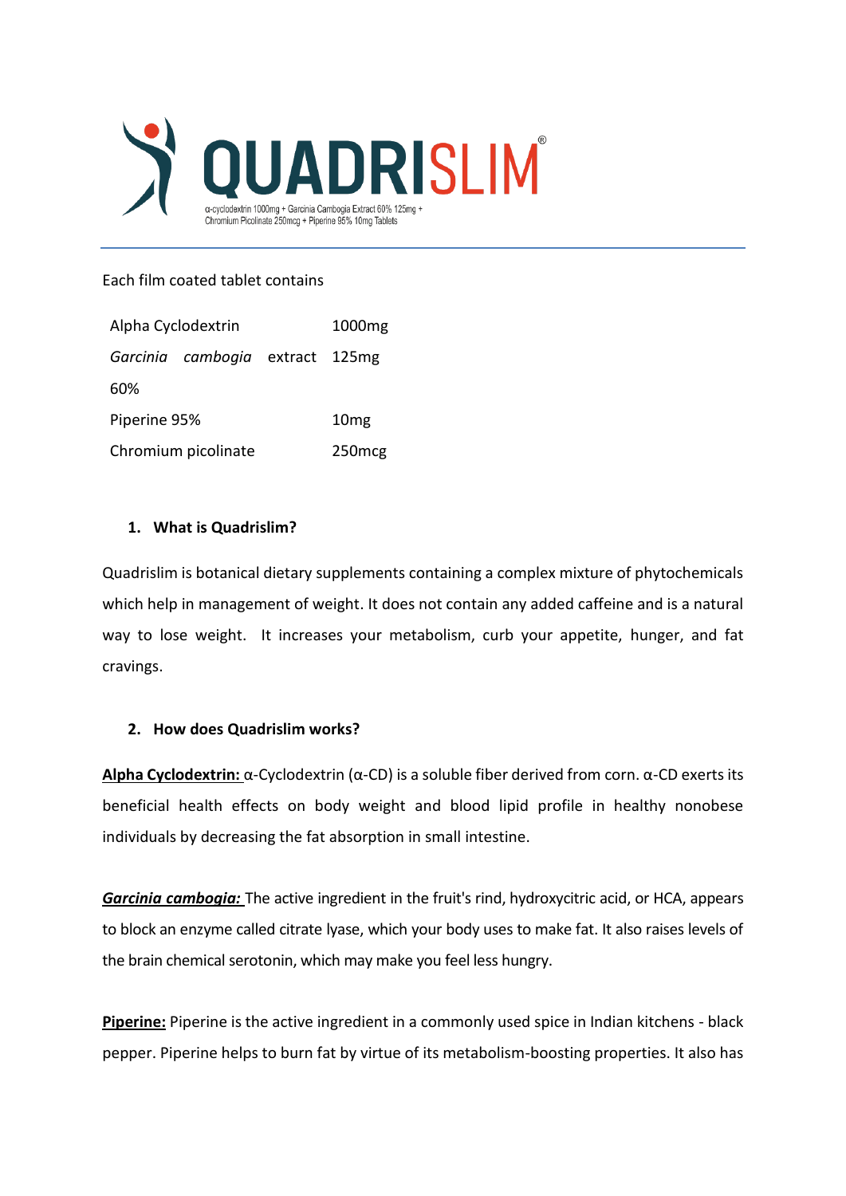# QUADRISLIM®

α-cyclodextrin 1000mg + Garcinia Cambogia Extract 60% 125mg + Chromium Picolinate 250mcg + Piperine 95% 10mg Tablets

---

Each film coated tablet contains

| | |
|---|---|
| Alpha Cyclodextrin | 1000mg |
| *Garcinia cambogia* extract 60% | 125mg |
| Piperine 95% | 10mg |
| Chromium picolinate | 250mcg |

**1. What is Quadrislim?**

Quadrislim is botanical dietary supplements containing a complex mixture of phytochemicals which help in management of weight. It does not contain any added caffeine and is a natural way to lose weight. It increases your metabolism, curb your appetite, hunger, and fat cravings.

**2. How does Quadrislim works?**

**<u>Alpha Cyclodextrin:</u>** α-Cyclodextrin (α-CD) is a soluble fiber derived from corn. α-CD exerts its beneficial health effects on body weight and blood lipid profile in healthy nonobese individuals by decreasing the fat absorption in small intestine.

***<u>Garcinia cambogia:</u>*** The active ingredient in the fruit's rind, hydroxycitric acid, or HCA, appears to block an enzyme called citrate lyase, which your body uses to make fat. It also raises levels of the brain chemical serotonin, which may make you feel less hungry.

**<u>Piperine:</u>** Piperine is the active ingredient in a commonly used spice in Indian kitchens - black pepper. Piperine helps to burn fat by virtue of its metabolism-boosting properties. It also has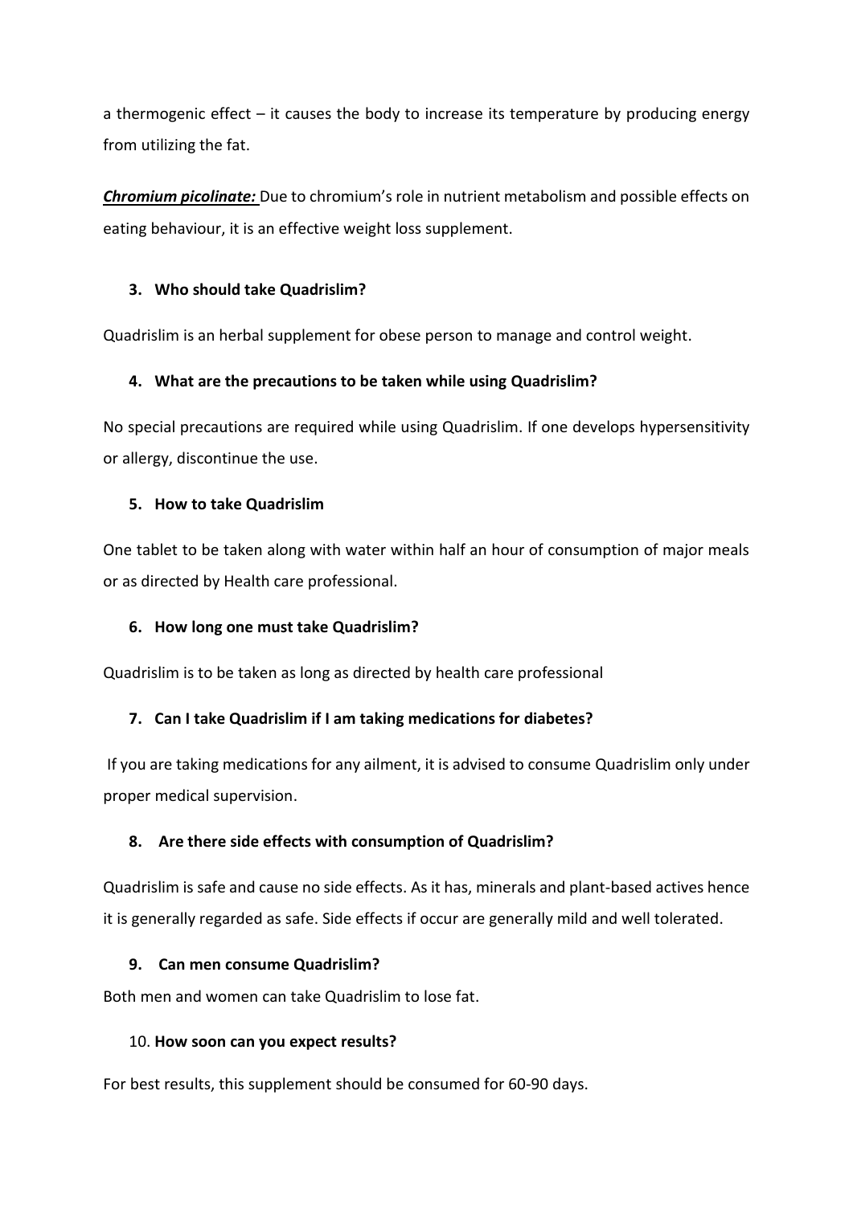a thermogenic effect – it causes the body to increase its temperature by producing energy from utilizing the fat.

***<u>Chromium picolinate:</u>*** Due to chromium's role in nutrient metabolism and possible effects on eating behaviour, it is an effective weight loss supplement.

3. **Who should take Quadrislim?**

Quadrislim is an herbal supplement for obese person to manage and control weight.

4. **What are the precautions to be taken while using Quadrislim?**

No special precautions are required while using Quadrislim. If one develops hypersensitivity or allergy, discontinue the use.

5. **How to take Quadrislim**

One tablet to be taken along with water within half an hour of consumption of major meals or as directed by Health care professional.

6. **How long one must take Quadrislim?**

Quadrislim is to be taken as long as directed by health care professional

7. **Can I take Quadrislim if I am taking medications for diabetes?**

If you are taking medications for any ailment, it is advised to consume Quadrislim only under proper medical supervision.

8. **Are there side effects with consumption of Quadrislim?**

Quadrislim is safe and cause no side effects. As it has, minerals and plant-based actives hence it is generally regarded as safe. Side effects if occur are generally mild and well tolerated.

9. **Can men consume Quadrislim?**

Both men and women can take Quadrislim to lose fat.

10. **How soon can you expect results?**

For best results, this supplement should be consumed for 60-90 days.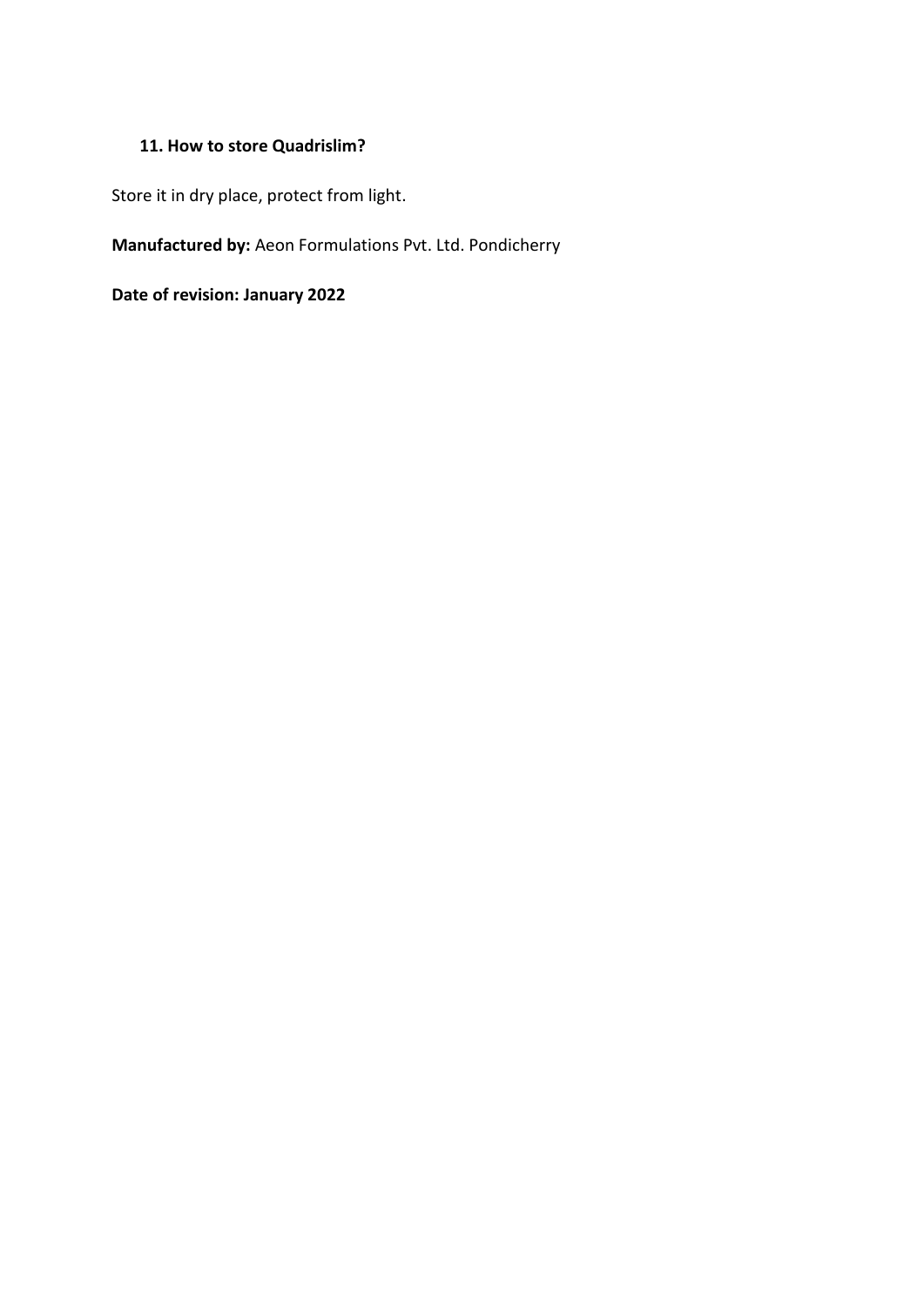### 11. How to store Quadrislim?

Store it in dry place, protect from light.

**Manufactured by:** Aeon Formulations Pvt. Ltd. Pondicherry

**Date of revision: January 2022**